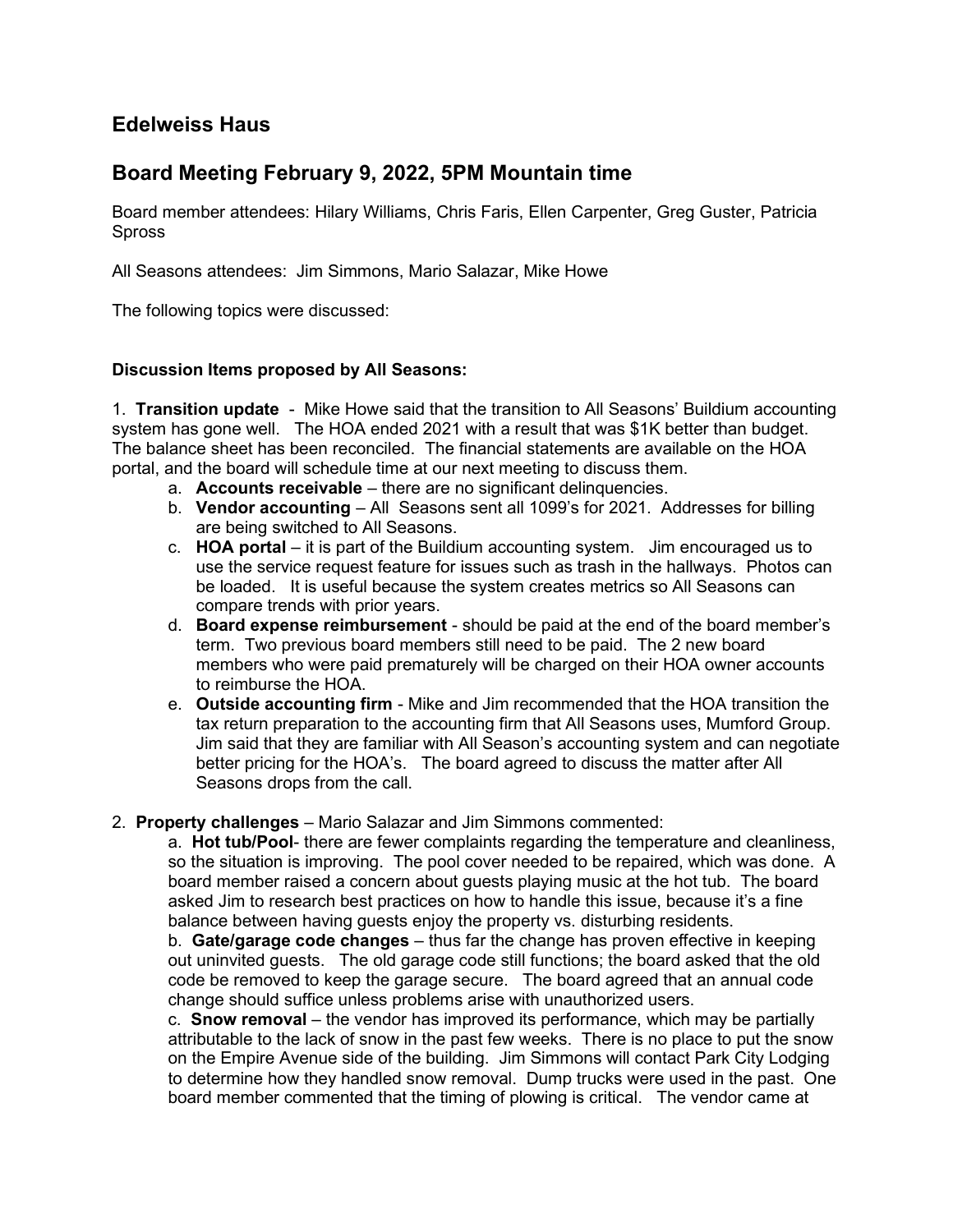## Edelweiss Haus

## Board Meeting February 9, 2022, 5PM Mountain time

Board member attendees: Hilary Williams, Chris Faris, Ellen Carpenter, Greg Guster, Patricia Spross

All Seasons attendees: Jim Simmons, Mario Salazar, Mike Howe

The following topics were discussed:

**Discussion Items proposed by All Seasons:**

1. **Transition update** - Mike Howe said that the transition to All Seasons' Buildium accounting system has gone well. The HOA ended 2021 with a result that was $1K better than budget. The balance sheet has been reconciled. The financial statements are available on the HOA portal, and the board will schedule time at our next meeting to discuss them.
   a. **Accounts receivable** – there are no significant delinquencies.
   b. **Vendor accounting** – All Seasons sent all 1099's for 2021. Addresses for billing are being switched to All Seasons.
   c. **HOA portal** – it is part of the Buildium accounting system. Jim encouraged us to use the service request feature for issues such as trash in the hallways. Photos can be loaded. It is useful because the system creates metrics so All Seasons can compare trends with prior years.
   d. **Board expense reimbursement** - should be paid at the end of the board member's term. Two previous board members still need to be paid. The 2 new board members who were paid prematurely will be charged on their HOA owner accounts to reimburse the HOA.
   e. **Outside accounting firm** - Mike and Jim recommended that the HOA transition the tax return preparation to the accounting firm that All Seasons uses, Mumford Group. Jim said that they are familiar with All Season's accounting system and can negotiate better pricing for the HOA's. The board agreed to discuss the matter after All Seasons drops from the call.

2. **Property challenges** – Mario Salazar and Jim Simmons commented:
   a. **Hot tub/Pool**- there are fewer complaints regarding the temperature and cleanliness, so the situation is improving. The pool cover needed to be repaired, which was done. A board member raised a concern about guests playing music at the hot tub. The board asked Jim to research best practices on how to handle this issue, because it's a fine balance between having guests enjoy the property vs. disturbing residents.
   b. **Gate/garage code changes** – thus far the change has proven effective in keeping out uninvited guests. The old garage code still functions; the board asked that the old code be removed to keep the garage secure. The board agreed that an annual code change should suffice unless problems arise with unauthorized users.
   c. **Snow removal** – the vendor has improved its performance, which may be partially attributable to the lack of snow in the past few weeks. There is no place to put the snow on the Empire Avenue side of the building. Jim Simmons will contact Park City Lodging to determine how they handled snow removal. Dump trucks were used in the past. One board member commented that the timing of plowing is critical. The vendor came at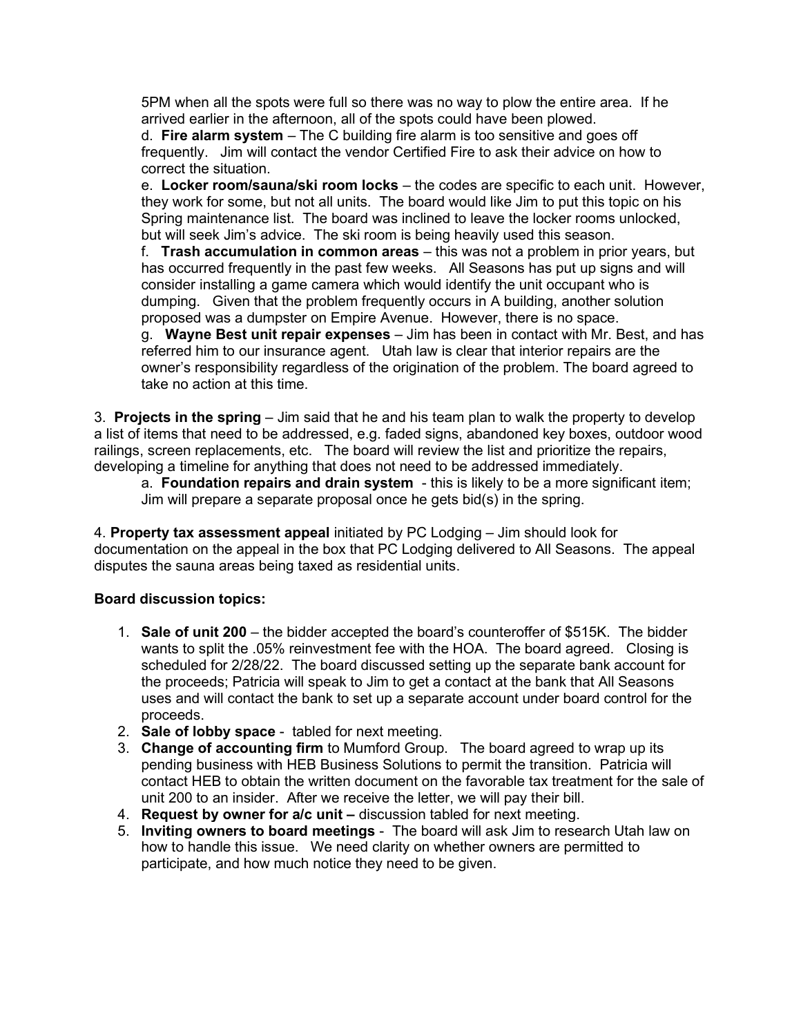5PM when all the spots were full so there was no way to plow the entire area. If he arrived earlier in the afternoon, all of the spots could have been plowed.

d. **Fire alarm system** – The C building fire alarm is too sensitive and goes off frequently. Jim will contact the vendor Certified Fire to ask their advice on how to correct the situation.

e. **Locker room/sauna/ski room locks** – the codes are specific to each unit. However, they work for some, but not all units. The board would like Jim to put this topic on his Spring maintenance list. The board was inclined to leave the locker rooms unlocked, but will seek Jim's advice. The ski room is being heavily used this season.

f. **Trash accumulation in common areas** – this was not a problem in prior years, but has occurred frequently in the past few weeks. All Seasons has put up signs and will consider installing a game camera which would identify the unit occupant who is dumping. Given that the problem frequently occurs in A building, another solution proposed was a dumpster on Empire Avenue. However, there is no space.

g. **Wayne Best unit repair expenses** – Jim has been in contact with Mr. Best, and has referred him to our insurance agent. Utah law is clear that interior repairs are the owner's responsibility regardless of the origination of the problem. The board agreed to take no action at this time.

3. **Projects in the spring** – Jim said that he and his team plan to walk the property to develop a list of items that need to be addressed, e.g. faded signs, abandoned key boxes, outdoor wood railings, screen replacements, etc. The board will review the list and prioritize the repairs, developing a timeline for anything that does not need to be addressed immediately.

a. **Foundation repairs and drain system** - this is likely to be a more significant item; Jim will prepare a separate proposal once he gets bid(s) in the spring.

4. **Property tax assessment appeal** initiated by PC Lodging – Jim should look for documentation on the appeal in the box that PC Lodging delivered to All Seasons. The appeal disputes the sauna areas being taxed as residential units.

**Board discussion topics:**

1. **Sale of unit 200** – the bidder accepted the board's counteroffer of $515K. The bidder wants to split the .05% reinvestment fee with the HOA. The board agreed. Closing is scheduled for 2/28/22. The board discussed setting up the separate bank account for the proceeds; Patricia will speak to Jim to get a contact at the bank that All Seasons uses and will contact the bank to set up a separate account under board control for the proceeds.
2. **Sale of lobby space** - tabled for next meeting.
3. **Change of accounting firm** to Mumford Group. The board agreed to wrap up its pending business with HEB Business Solutions to permit the transition. Patricia will contact HEB to obtain the written document on the favorable tax treatment for the sale of unit 200 to an insider. After we receive the letter, we will pay their bill.
4. **Request by owner for a/c unit –** discussion tabled for next meeting.
5. **Inviting owners to board meetings** - The board will ask Jim to research Utah law on how to handle this issue. We need clarity on whether owners are permitted to participate, and how much notice they need to be given.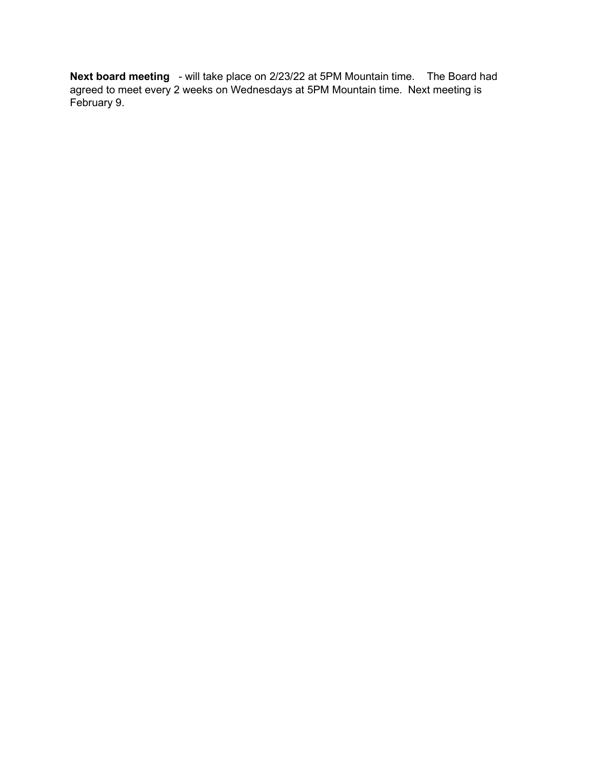**Next board meeting** - will take place on 2/23/22 at 5PM Mountain time. The Board had agreed to meet every 2 weeks on Wednesdays at 5PM Mountain time. Next meeting is February 9.